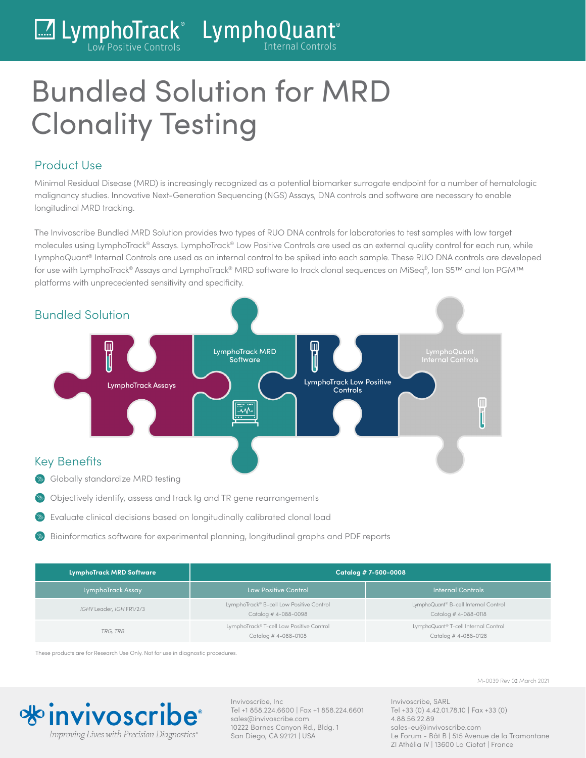LymphoTrack® Low Positive Controls LymphoQuant® Internal Controls

# Bundled Solution for MRD Clonality Testing

## Product Use

Minimal Residual Disease (MRD) is increasingly recognized as a potential biomarker surrogate endpoint for a number of hematologic malignancy studies. Innovative Next-Generation Sequencing (NGS) Assays, DNA controls and software are necessary to enable longitudinal MRD tracking.

The Invivoscribe Bundled MRD Solution provides two types of RUO DNA controls for laboratories to test samples with low target molecules using LymphoTrack® Assays. LymphoTrack® Low Positive Controls are used as an external quality control for each run, while LymphoQuant® Internal Controls are used as an internal control to be spiked into each sample. These RUO DNA controls are developed for use with LymphoTrack® Assays and LymphoTrack® MRD software to track clonal sequences on MiSeq®, Ion S5™ and Ion PGM™ platforms with unprecedented sensitivity and specificity.

## Bundled Solution

LymphoTrack Assays | LymphoTrack MRD Software | LymphoTrack Low Positive Controls | LymphoQuant Internal Controls

## Key Benefits

- Globally standardize MRD testing
- Objectively identify, assess and track Ig and TR gene rearrangements
- Evaluate clinical decisions based on longitudinally calibrated clonal load
- Bioinformatics software for experimental planning, longitudinal graphs and PDF reports

| **LymphoTrack MRD Software** | **Catalog # 7-500-0008** | |
|---|---|---|
| LymphoTrack Assay | Low Positive Control | Internal Controls |
| *IGHV* Leader, *IGH* FR1/2/3 | LymphoTrack® B-cell Low Positive Control Catalog # 4-088-0098 | LymphoQuant® B-cell Internal Control Catalog # 4-088-0118 |
| *TRG, TRB* | LymphoTrack® T-cell Low Positive Control Catalog # 4-088-0108 | LymphoQuant® T-cell Internal Control Catalog # 4-088-0128 |

These products are for Research Use Only. Not for use in diagnostic procedures.

M-0039 Rev 02 March 2021

invivoscribe®
Improving Lives with Precision Diagnostics®

Invivoscribe, Inc
Tel +1 858.224.6600 | Fax +1 858.224.6601
sales@invivoscribe.com
10222 Barnes Canyon Rd., Bldg. 1
San Diego, CA 92121 | USA

Invivoscribe, SARL
Tel +33 (0) 4.42.01.78.10 | Fax +33 (0) 4.88.56.22.89
sales-eu@invivoscribe.com
Le Forum - Bât B | 515 Avenue de la Tramontane
ZI Athélia IV | 13600 La Ciotat | France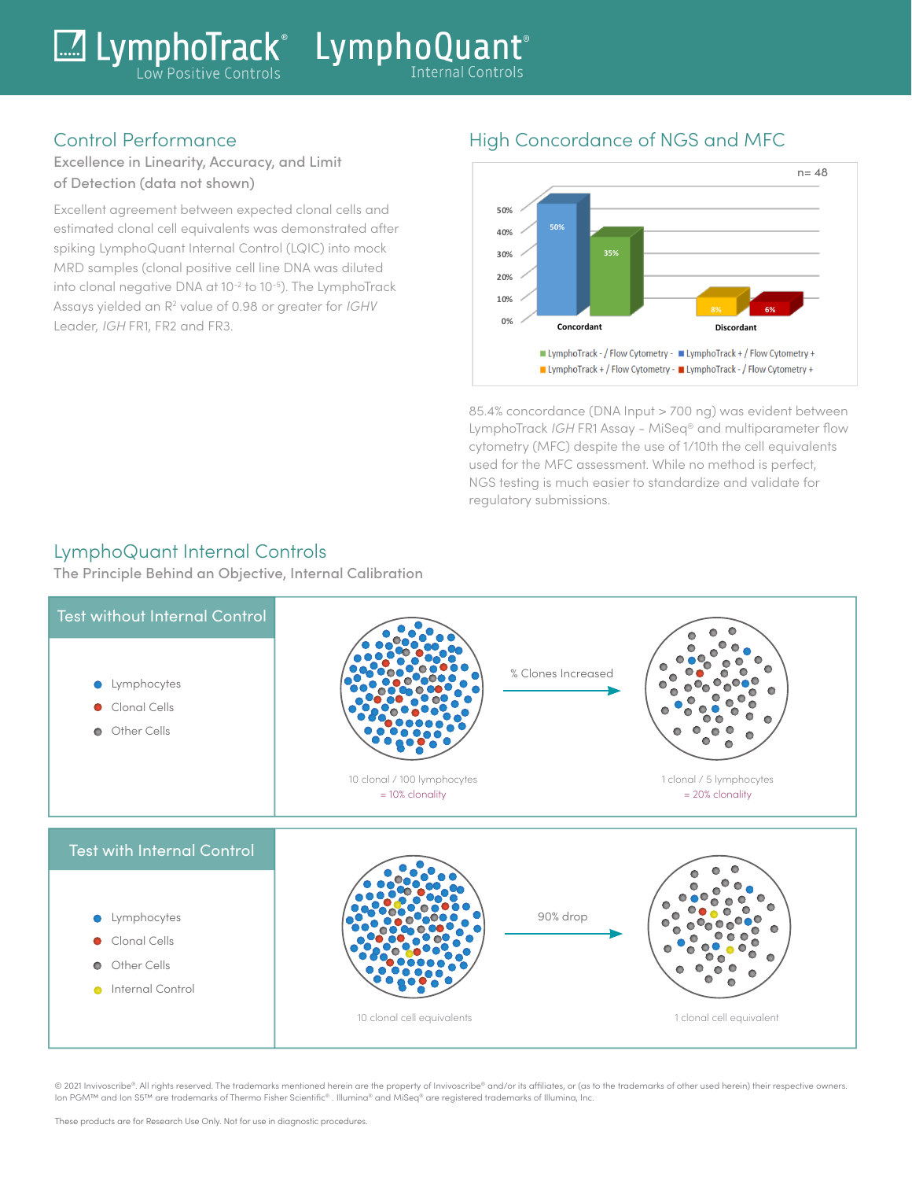# LymphoTrack® Low Positive Controls LymphoQuant® Internal Controls

## Control Performance

### Excellence in Linearity, Accuracy, and Limit of Detection (data not shown)

Excellent agreement between expected clonal cells and estimated clonal cell equivalents was demonstrated after spiking LymphoQuant Internal Control (LQIC) into mock MRD samples (clonal positive cell line DNA was diluted into clonal negative DNA at $10^{-2}$ to $10^{-5}$). The LymphoTrack Assays yielded an $R^2$ value of 0.98 or greater for *IGHV* Leader, *IGH* FR1, FR2 and FR3.

## High Concordance of NGS and MFC

n= 48

50%
40%
30%
20%
10%
0%

50%
35%
8%
6%

Concordant
Discordant

LymphoTrack - / Flow Cytometry - LymphoTrack + / Flow Cytometry + LymphoTrack + / Flow Cytometry - LymphoTrack - / Flow Cytometry +

85.4% concordance (DNA Input > 700 ng) was evident between LymphoTrack *IGH* FR1 Assay - MiSeq® and multiparameter flow cytometry (MFC) despite the use of 1/10th the cell equivalents used for the MFC assessment. While no method is perfect, NGS testing is much easier to standardize and validate for regulatory submissions.

## LymphoQuant Internal Controls

### The Principle Behind an Objective, Internal Calibration

**Test without Internal Control**

- Lymphocytes
- Clonal Cells
- Other Cells

% Clones Increased

10 clonal / 100 lymphocytes
= 10% clonality

1 clonal / 5 lymphocytes
= 20% clonality

**Test with Internal Control**

- Lymphocytes
- Clonal Cells
- Other Cells
- Internal Control

90% drop

10 clonal cell equivalents

1 clonal cell equivalent

© 2021 Invivoscribe®. All rights reserved. The trademarks mentioned herein are the property of Invivoscribe® and/or its affiliates, or (as to the trademarks of other used herein) their respective owners. Ion PGM™ and Ion S5™ are trademarks of Thermo Fisher Scientific® . Illumina® and MiSeq® are registered trademarks of Illumina, Inc.

These products are for Research Use Only. Not for use in diagnostic procedures.